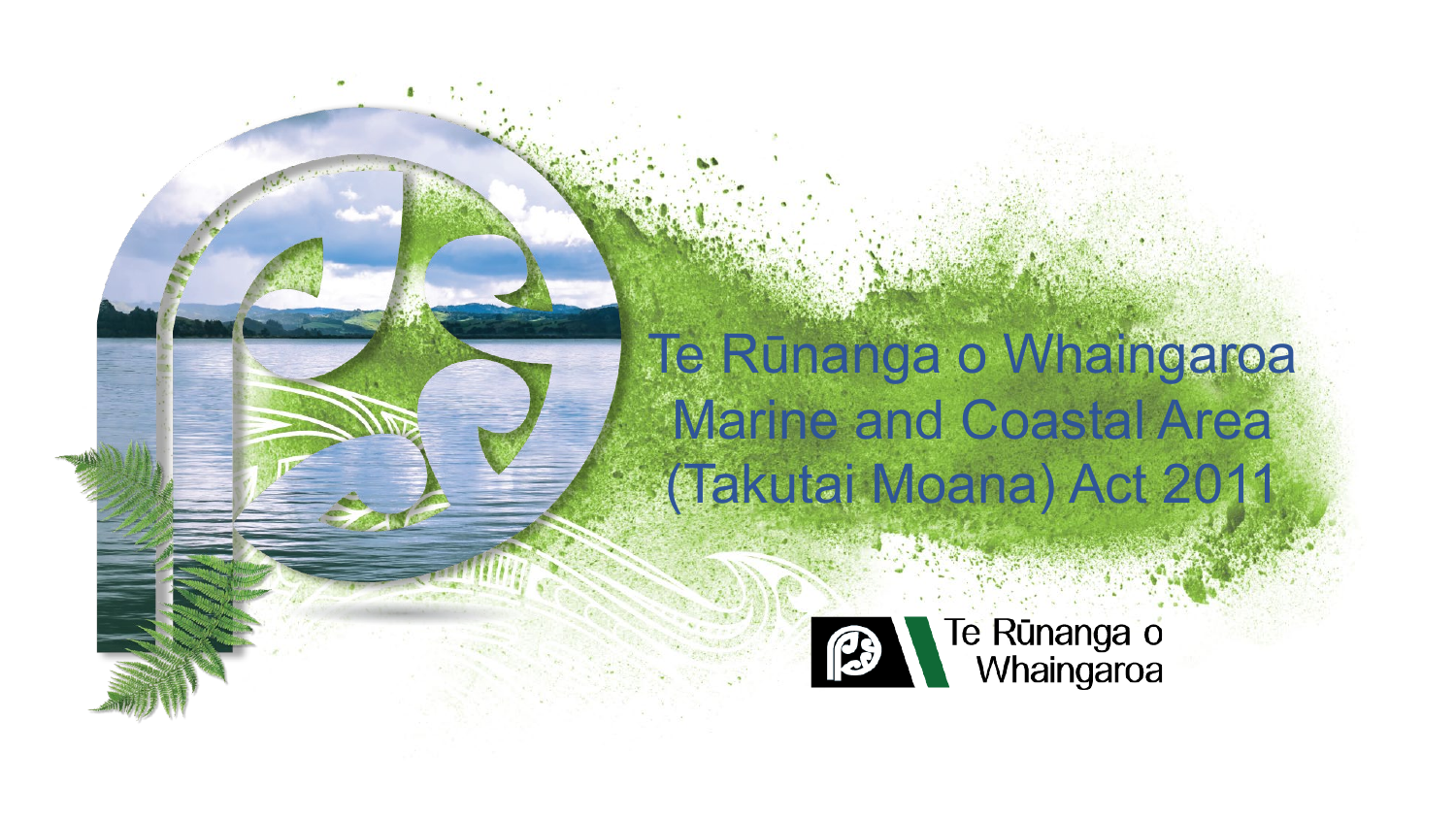# Te Rūnanga o Whaingaroa Marine and Coastal Area (Takutai Moana) Act 2011

Te Rūnanga o Whaingaroa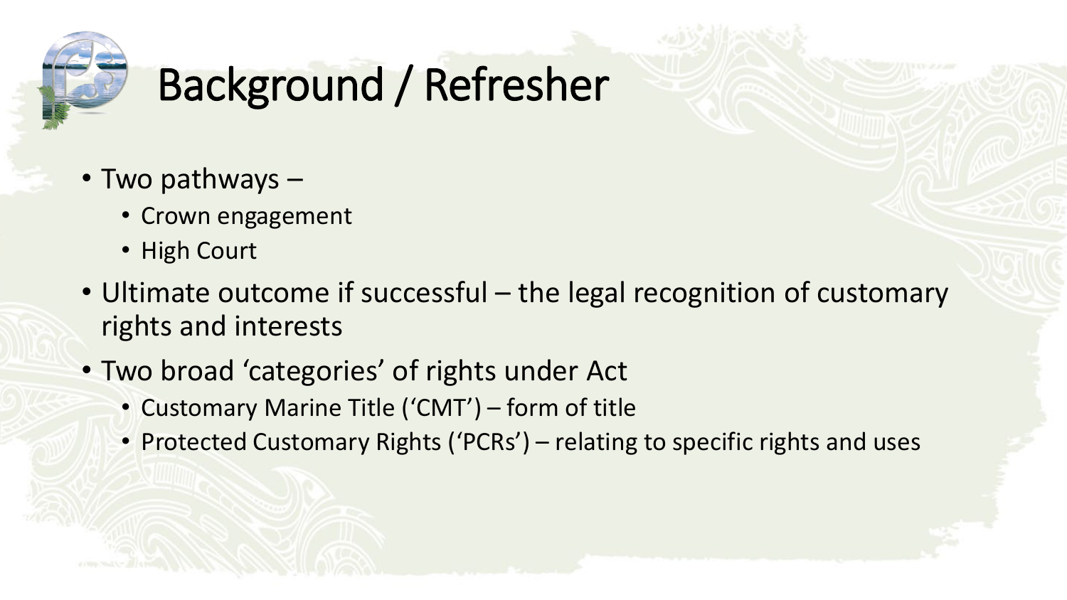# Background / Refresher

- Two pathways –
  - Crown engagement
  - High Court
- Ultimate outcome if successful – the legal recognition of customary rights and interests
- Two broad 'categories' of rights under Act
  - Customary Marine Title ('CMT') – form of title
  - Protected Customary Rights ('PCRs') – relating to specific rights and uses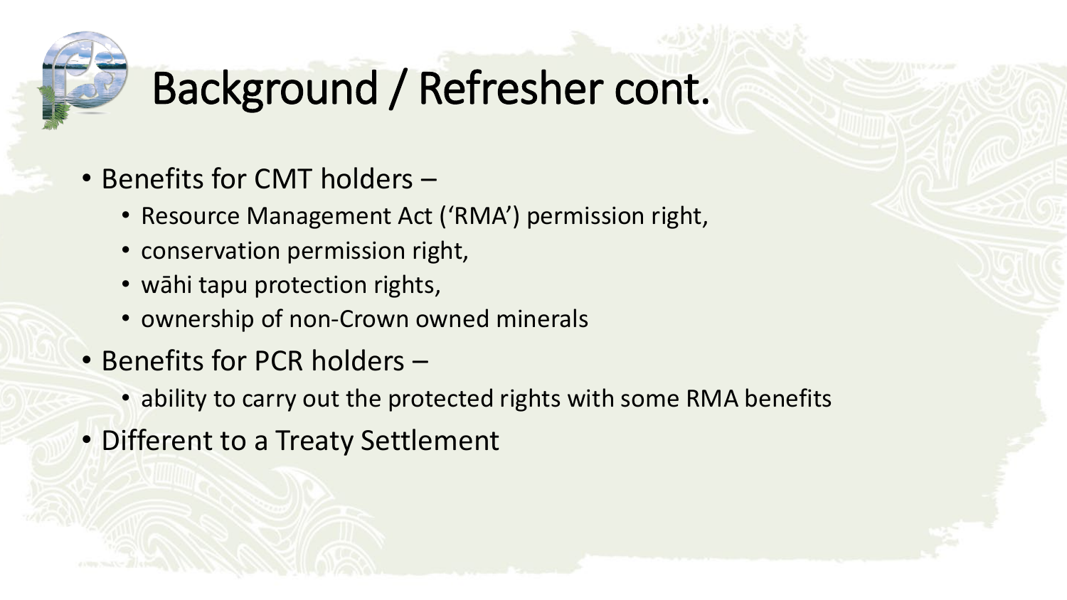# Background / Refresher cont.

- Benefits for CMT holders –
  - Resource Management Act ('RMA') permission right,
  - conservation permission right,
  - wāhi tapu protection rights,
  - ownership of non-Crown owned minerals
- Benefits for PCR holders –
  - ability to carry out the protected rights with some RMA benefits
- Different to a Treaty Settlement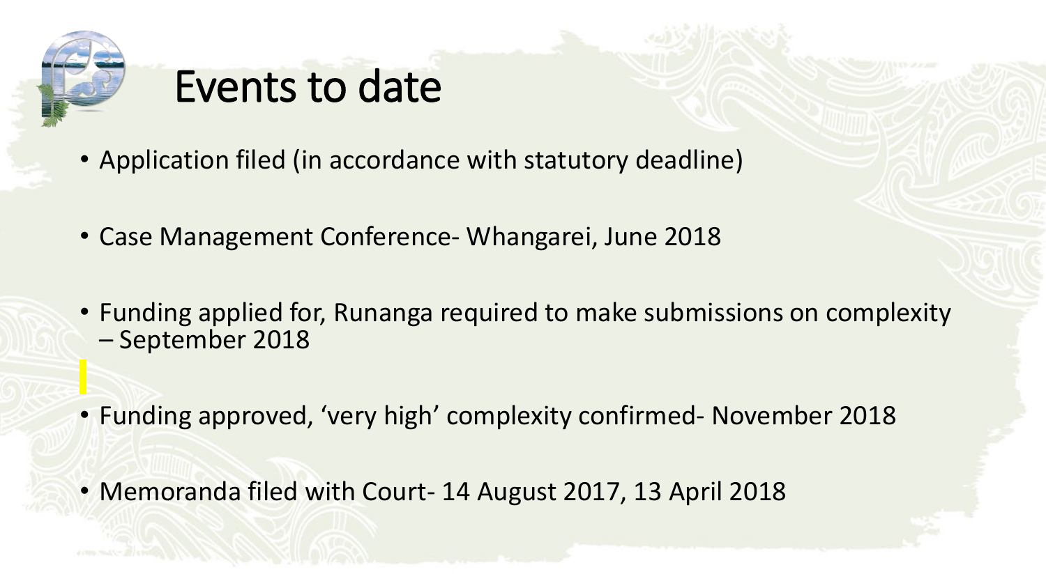# Events to date

- Application filed (in accordance with statutory deadline)
- Case Management Conference- Whangarei, June 2018
- Funding applied for, Runanga required to make submissions on complexity – September 2018
- Funding approved, 'very high' complexity confirmed- November 2018
- Memoranda filed with Court- 14 August 2017, 13 April 2018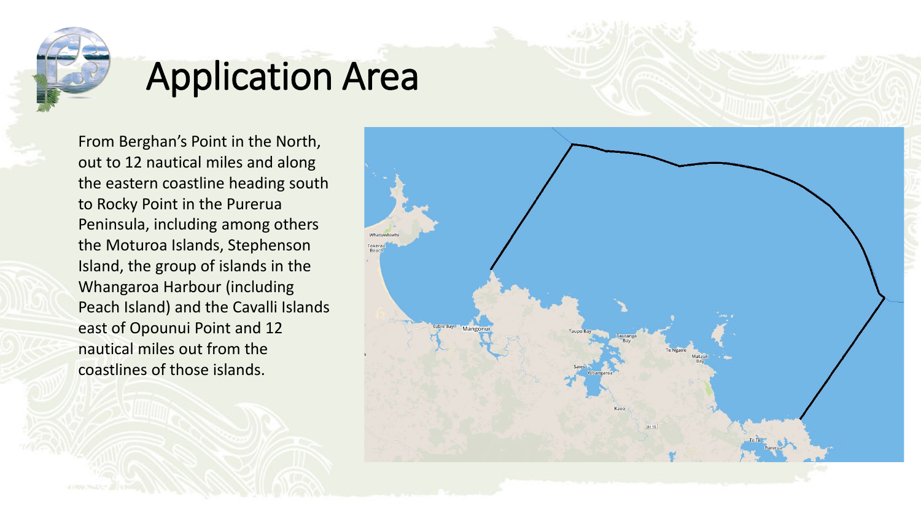# Application Area

From Berghan's Point in the North, out to 12 nautical miles and along the eastern coastline heading south to Rocky Point in the Purerua Peninsula, including among others the Moturoa Islands, Stephenson Island, the group of islands in the Whangaroa Harbour (including Peach Island) and the Cavalli Islands east of Opounui Point and 12 nautical miles out from the coastlines of those islands.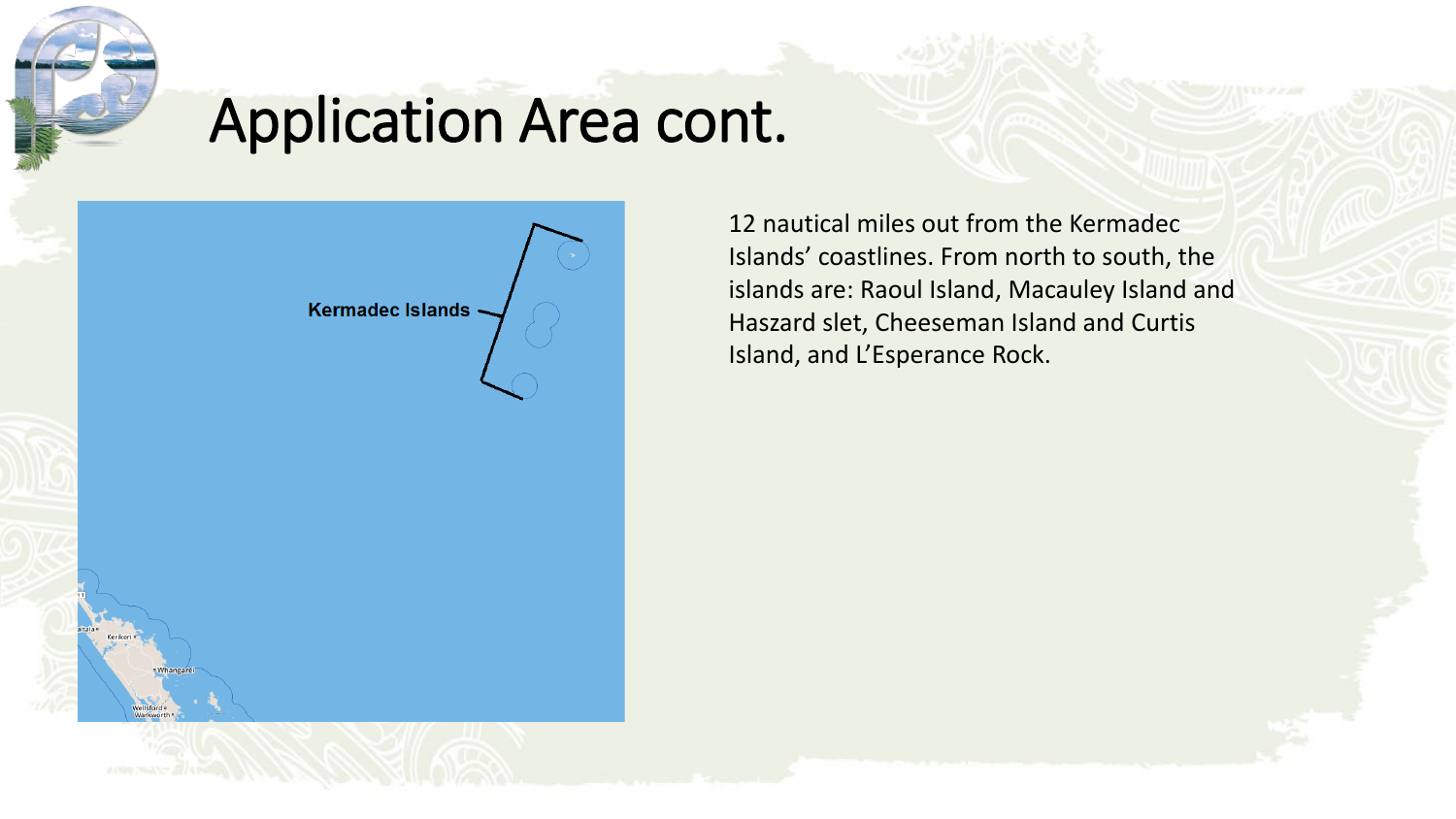# Application Area cont.

12 nautical miles out from the Kermadec Islands' coastlines. From north to south, the islands are: Raoul Island, Macauley Island and Haszard slet, Cheeseman Island and Curtis Island, and L'Esperance Rock.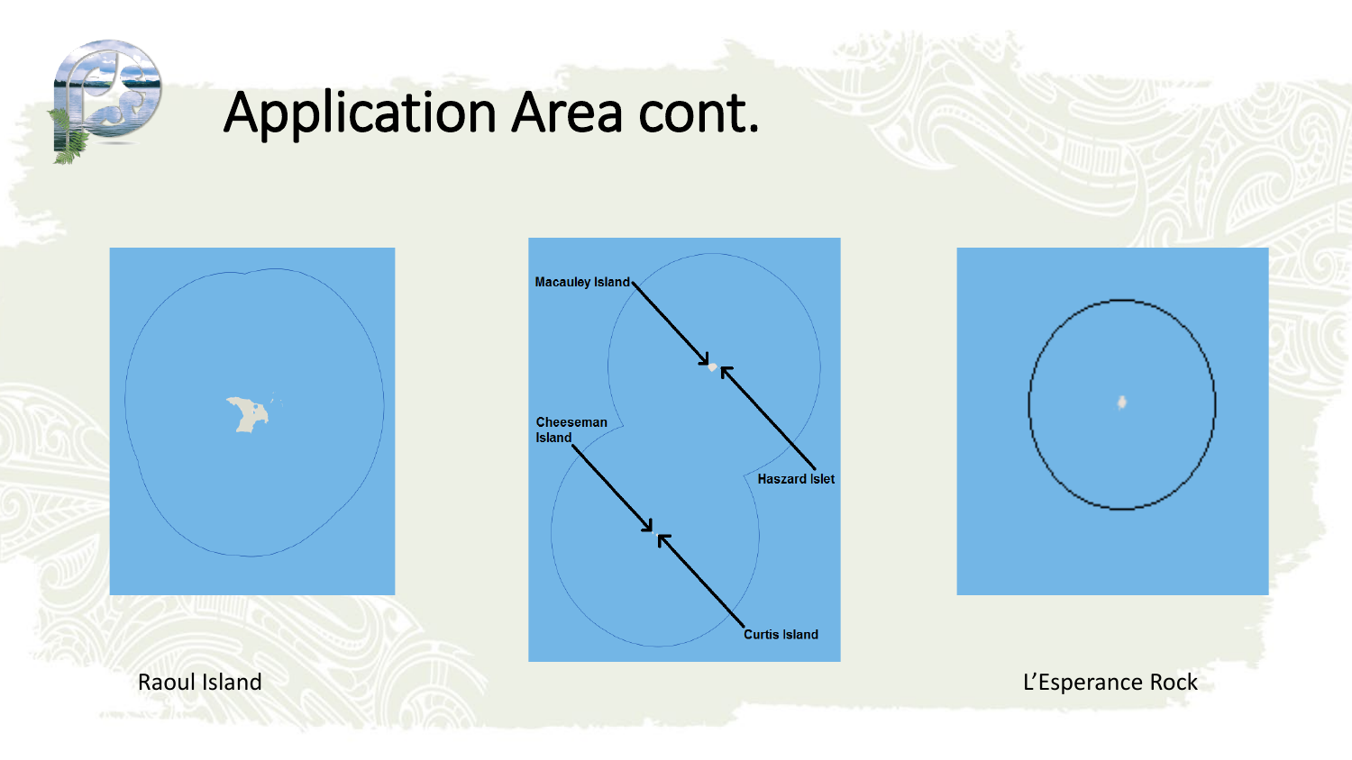# Application Area cont.

Macauley Island

Haszard Islet

Cheeseman Island

Curtis Island

Raoul Island

L'Esperance Rock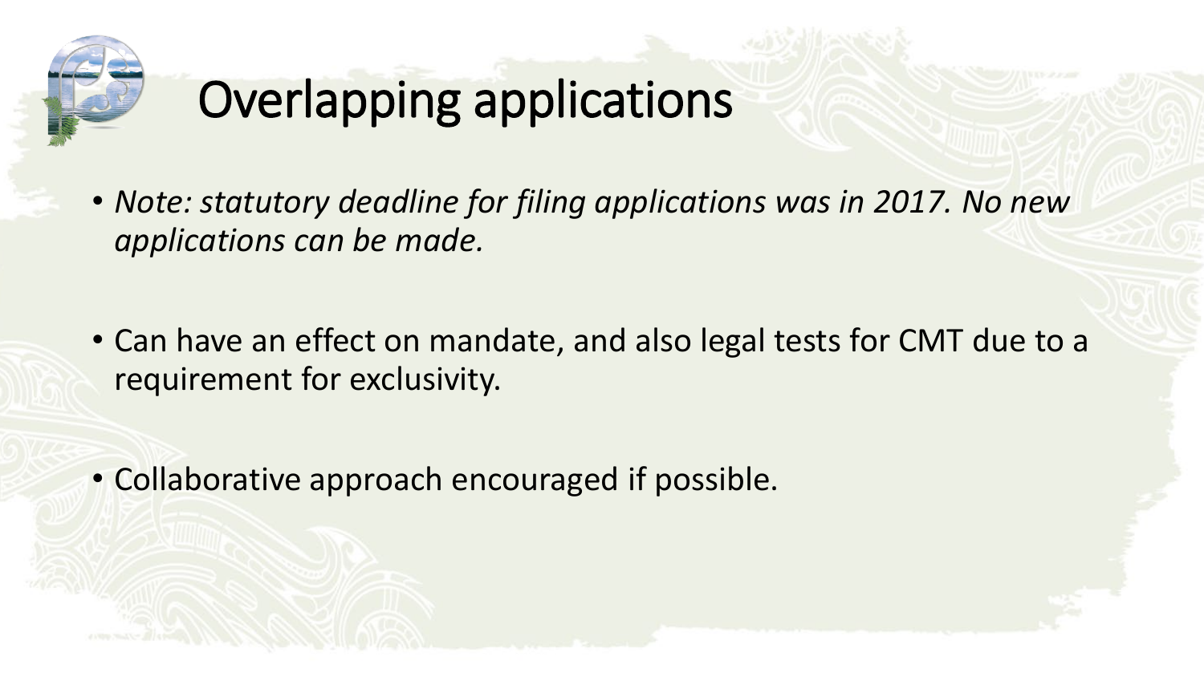# Overlapping applications

- *Note: statutory deadline for filing applications was in 2017. No new applications can be made.*
- Can have an effect on mandate, and also legal tests for CMT due to a requirement for exclusivity.
- Collaborative approach encouraged if possible.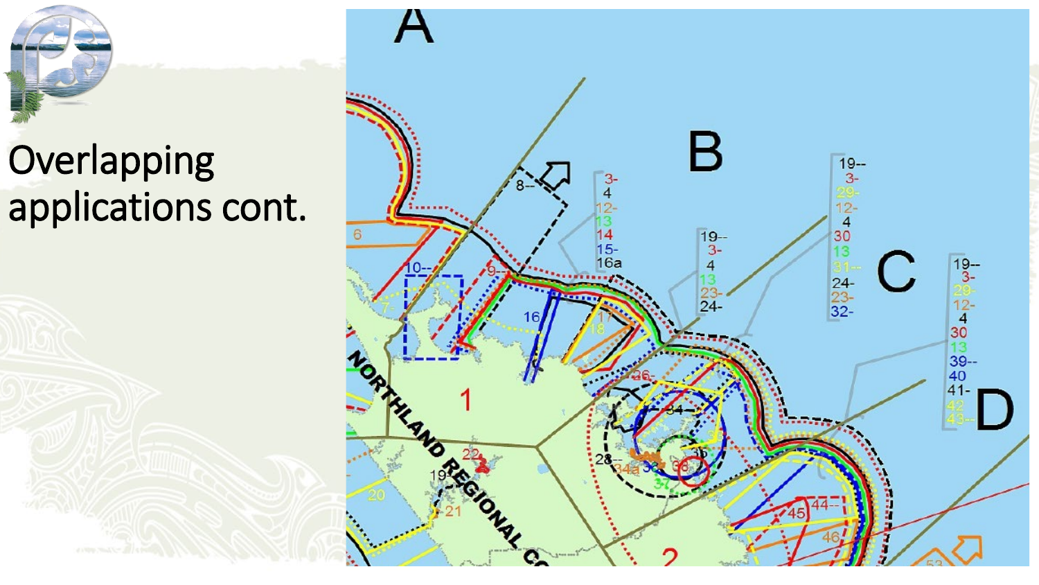# Overlapping applications cont.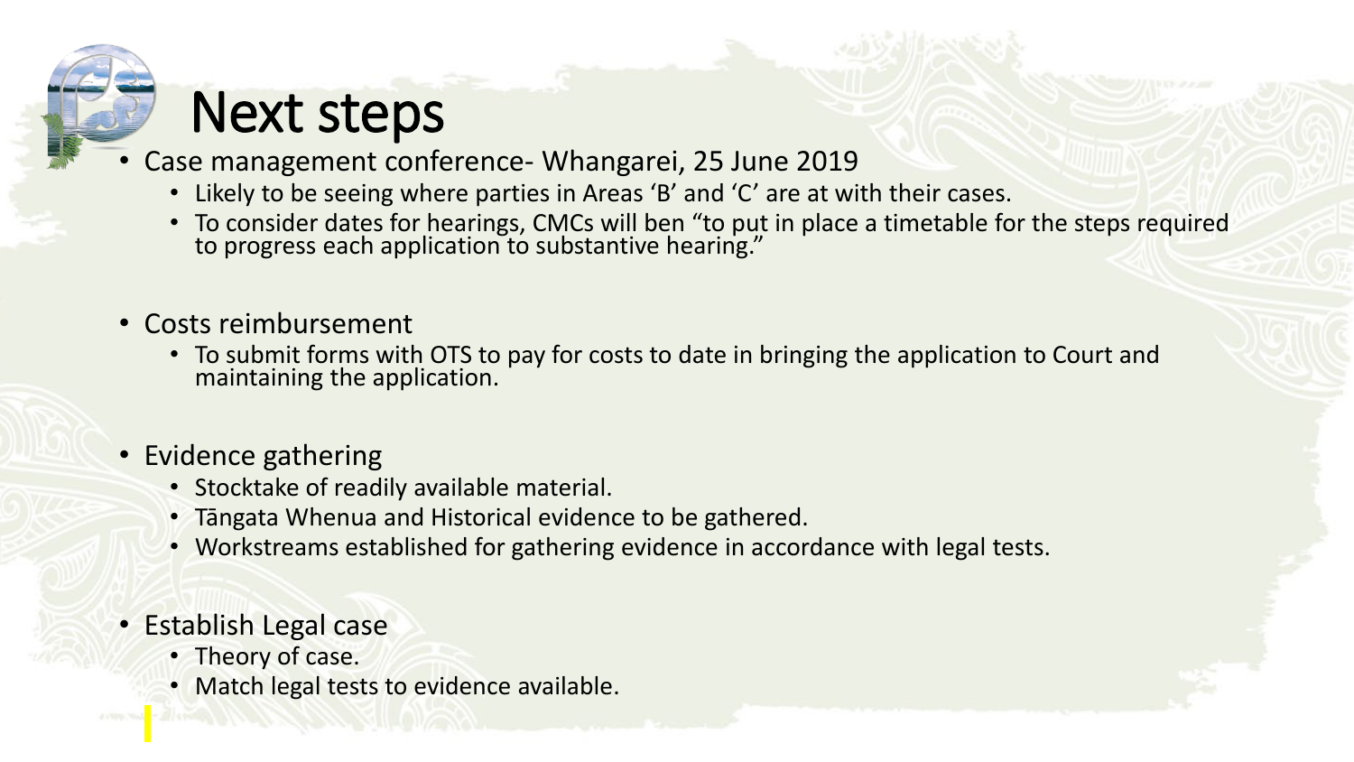# Next steps

- Case management conference- Whangarei, 25 June 2019
  - Likely to be seeing where parties in Areas 'B' and 'C' are at with their cases.
  - To consider dates for hearings, CMCs will ben "to put in place a timetable for the steps required to progress each application to substantive hearing."

- Costs reimbursement
  - To submit forms with OTS to pay for costs to date in bringing the application to Court and maintaining the application.

- Evidence gathering
  - Stocktake of readily available material.
  - Tāngata Whenua and Historical evidence to be gathered.
  - Workstreams established for gathering evidence in accordance with legal tests.

- Establish Legal case
  - Theory of case.
  - Match legal tests to evidence available.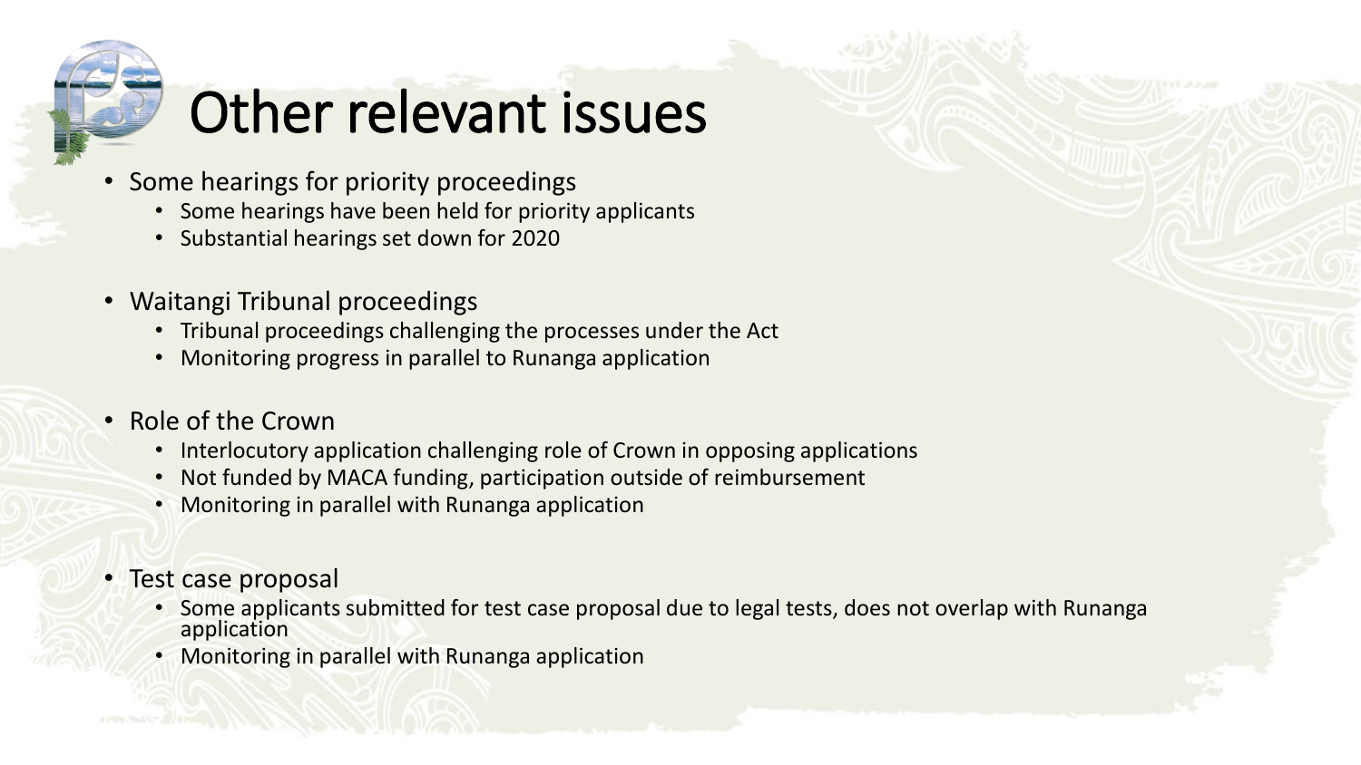# Other relevant issues

- Some hearings for priority proceedings
  - Some hearings have been held for priority applicants
  - Substantial hearings set down for 2020
- Waitangi Tribunal proceedings
  - Tribunal proceedings challenging the processes under the Act
  - Monitoring progress in parallel to Runanga application
- Role of the Crown
  - Interlocutory application challenging role of Crown in opposing applications
  - Not funded by MACA funding, participation outside of reimbursement
  - Monitoring in parallel with Runanga application
- Test case proposal
  - Some applicants submitted for test case proposal due to legal tests, does not overlap with Runanga application
  - Monitoring in parallel with Runanga application